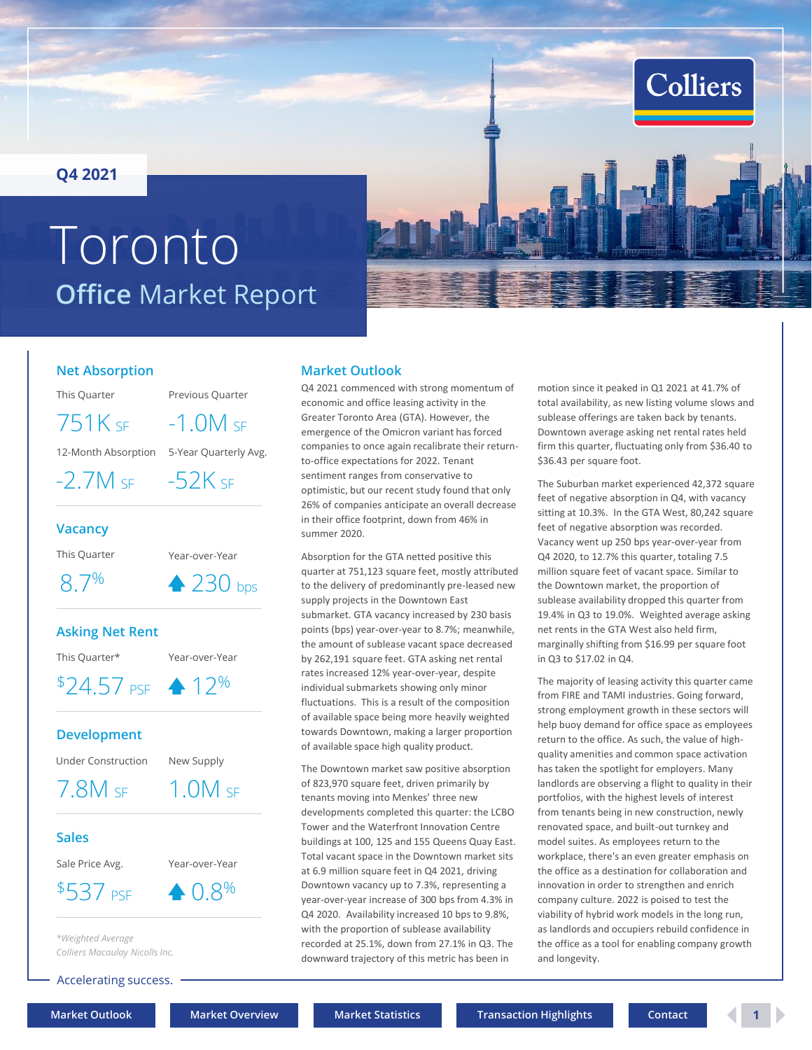Q4 2021

# Toronto

## Office Market Report

### Net Absorption

| This Quarter | Previous Quarter |
| --- | --- |
| 751K SF | -1.0M SF |

| 12-Month Absorption | 5-Year Quarterly Avg. |
| --- | --- |
| -2.7M SF | -52K SF |

### Vacancy

| This Quarter | Year-over-Year |
| --- | --- |
| 8.7% | ▲ 230 bps |

### Asking Net Rent

| This Quarter* | Year-over-Year |
| --- | --- |
| $24.57 PSF | ▲ 12% |

### Development

| Under Construction | New Supply |
| --- | --- |
| 7.8M SF | 1.0M SF |

### Sales

| Sale Price Avg. | Year-over-Year |
| --- | --- |
| $537 PSF | ▲ 0.8% |

*Weighted Average*

*Colliers Macaulay Nicolls Inc.*

## Market Outlook

Q4 2021 commenced with strong momentum of economic and office leasing activity in the Greater Toronto Area (GTA). However, the emergence of the Omicron variant has forced companies to once again recalibrate their return-to-office expectations for 2022. Tenant sentiment ranges from conservative to optimistic, but our recent study found that only 26% of companies anticipate an overall decrease in their office footprint, down from 46% in summer 2020.

Absorption for the GTA netted positive this quarter at 751,123 square feet, mostly attributed to the delivery of predominantly pre-leased new supply projects in the Downtown East submarket. GTA vacancy increased by 230 basis points (bps) year-over-year to 8.7%; meanwhile, the amount of sublease vacant space decreased by 262,191 square feet. GTA asking net rental rates increased 12% year-over-year, despite individual submarkets showing only minor fluctuations. This is a result of the composition of available space being more heavily weighted towards Downtown, making a larger proportion of available space high quality product.

The Downtown market saw positive absorption of 823,970 square feet, driven primarily by tenants moving into Menkes' three new developments completed this quarter: the LCBO Tower and the Waterfront Innovation Centre buildings at 100, 125 and 155 Queens Quay East. Total vacant space in the Downtown market sits at 6.9 million square feet in Q4 2021, driving Downtown vacancy up to 7.3%, representing a year-over-year increase of 300 bps from 4.3% in Q4 2020. Availability increased 10 bps to 9.8%, with the proportion of sublease availability recorded at 25.1%, down from 27.1% in Q3. The downward trajectory of this metric has been in motion since it peaked in Q1 2021 at 41.7% of total availability, as new listing volume slows and sublease offerings are taken back by tenants. Downtown average asking net rental rates held firm this quarter, fluctuating only from $36.40 to $36.43 per square foot.

The Suburban market experienced 42,372 square feet of negative absorption in Q4, with vacancy sitting at 10.3%. In the GTA West, 80,242 square feet of negative absorption was recorded. Vacancy went up 250 bps year-over-year from Q4 2020, to 12.7% this quarter, totaling 7.5 million square feet of vacant space. Similar to the Downtown market, the proportion of sublease availability dropped this quarter from 19.4% in Q3 to 19.0%. Weighted average asking net rents in the GTA West also held firm, marginally shifting from $16.99 per square foot in Q3 to $17.02 in Q4.

The majority of leasing activity this quarter came from FIRE and TAMI industries. Going forward, strong employment growth in these sectors will help buoy demand for office space as employees return to the office. As such, the value of high-quality amenities and common space activation has taken the spotlight for employers. Many landlords are observing a flight to quality in their portfolios, with the highest levels of interest from tenants being in new construction, newly renovated space, and built-out turnkey and model suites. As employees return to the workplace, there's an even greater emphasis on the office as a destination for collaboration and innovation in order to strengthen and enrich company culture. 2022 is poised to test the viability of hybrid work models in the long run, as landlords and occupiers rebuild confidence in the office as a tool for enabling company growth and longevity.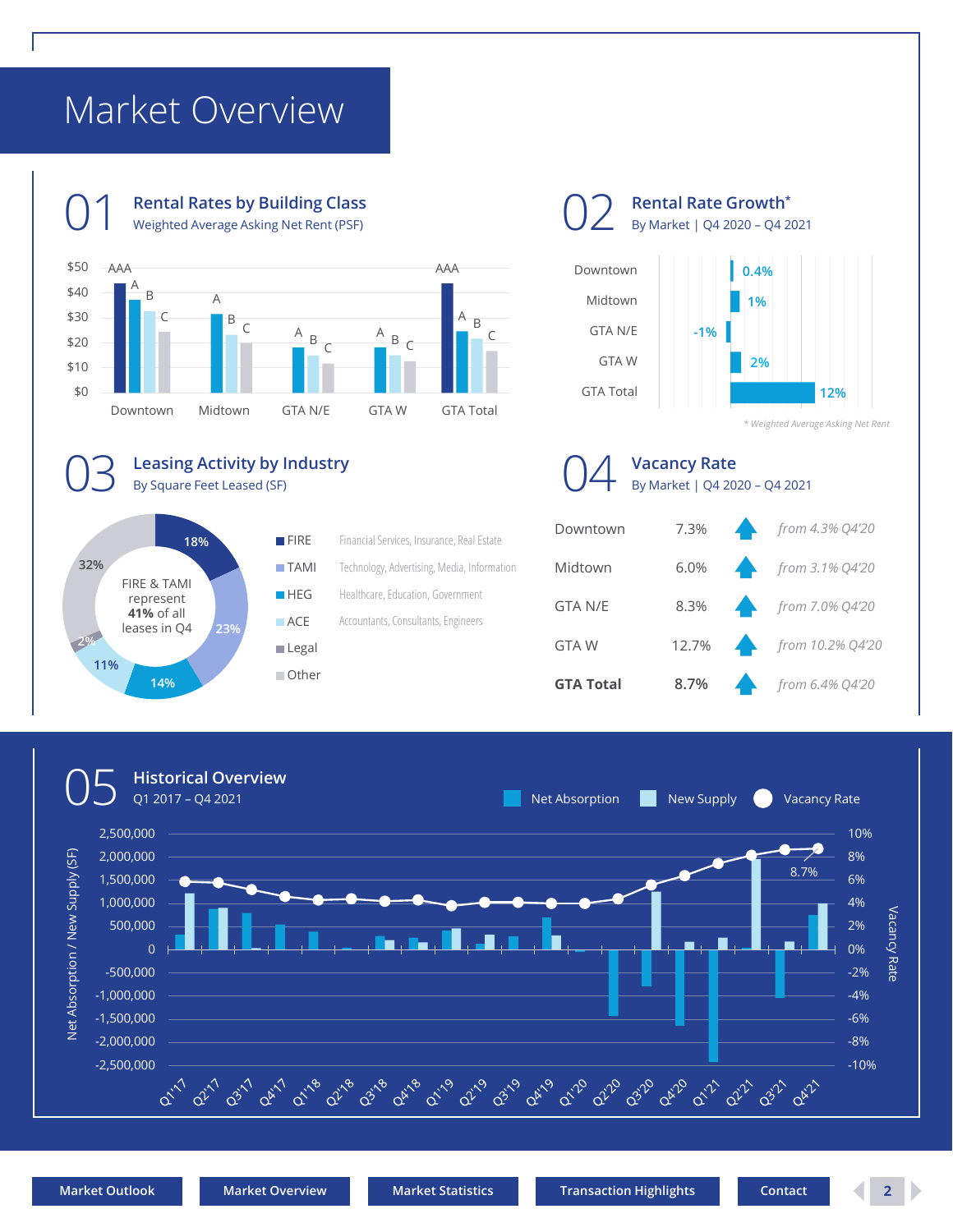# Market Overview

## 01 Rental Rates by Building Class

Weighted Average Asking Net Rent (PSF)

$50
$40
$30
$20
$10
$0

AAA A B C A B C A B C A B C AAA A B C

Downtown Midtown GTA N/E GTA W GTA Total

## 02 Rental Rate Growth*

By Market | Q4 2020 – Q4 2021

Downtown 0.4%
Midtown 1%
GTA N/E -1%
GTA W 2%
GTA Total 12%

*\* Weighted Average Asking Net Rent*

## 03 Leasing Activity by Industry

By Square Feet Leased (SF)

18%
23%
14%
11%
2%
32%

FIRE & TAMI represent **41%** of all leases in Q4

- FIRE — Financial Services, Insurance, Real Estate
- TAMI — Technology, Advertising, Media, Information
- HEG — Healthcare, Education, Government
- ACE — Accountants, Consultants, Engineers
- Legal
- Other

## 04 Vacancy Rate

By Market | Q4 2020 – Q4 2021

| | | |
|---|---|---|
| Downtown | 7.3% | *from 4.3% Q4'20* |
| Midtown | 6.0% | *from 3.1% Q4'20* |
| GTA N/E | 8.3% | *from 7.0% Q4'20* |
| GTA W | 12.7% | *from 10.2% Q4'20* |
| **GTA Total** | **8.7%** | *from 6.4% Q4'20* |

## 05 Historical Overview

Q1 2017 – Q4 2021

Net Absorption
New Supply
Vacancy Rate

Net Absorption / New Supply (SF)

2,500,000
2,000,000
1,500,000
1,000,000
500,000
0
-500,000
-1,000,000
-1,500,000
-2,000,000
-2,500,000

Vacancy Rate

10%
8%
6%
4%
2%
0%
-2%
-4%
-6%
-8%
-10%

8.7%

Q1'17 Q2'17 Q3'17 Q4'17 Q1'18 Q2'18 Q3'18 Q4'18 Q1'19 Q2'19 Q3'19 Q4'19 Q1'20 Q2'20 Q3'20 Q4'20 Q1'21 Q2'21 Q3'21 Q4'21

Market Outlook | Market Overview | Market Statistics | Transaction Highlights | Contact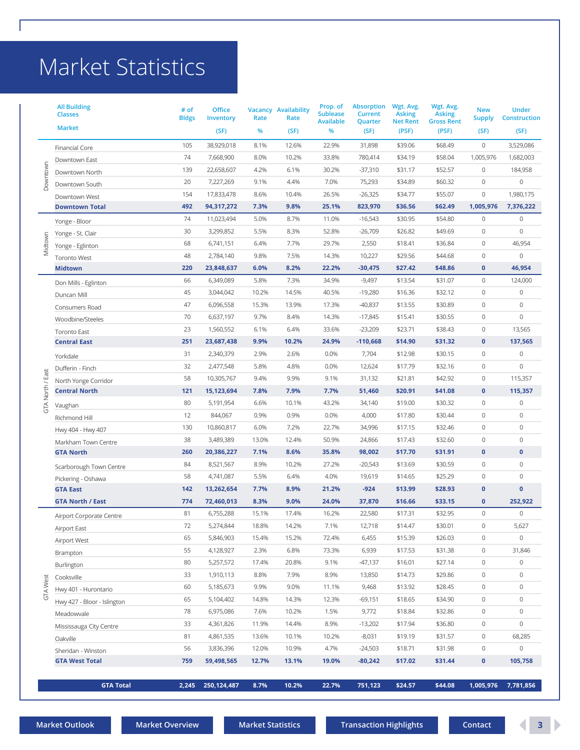# Market Statistics

| | All Building Classes<br>Market | # of Bldgs | Office Inventory (SF) | Vacancy Rate % | Availability Rate (SF) | Prop. of Sublease Available % | Absorption Current Quarter (SF) | Wgt. Avg. Asking Net Rent (PSF) | Wgt. Avg. Asking Gross Rent (PSF) | New Supply (SF) | Under Construction (SF) |
|---|---|---|---|---|---|---|---|---|---|---|---|
| Downtown | Financial Core | 105 | 38,929,018 | 8.1% | 12.6% | 22.9% | 31,898 | $39.06 | $68.49 | 0 | 3,529,086 |
| | Downtown East | 74 | 7,668,900 | 8.0% | 10.2% | 33.8% | 780,414 | $34.19 | $58.04 | 1,005,976 | 1,682,003 |
| | Downtown North | 139 | 22,658,607 | 4.2% | 6.1% | 30.2% | -37,310 | $31.17 | $52.57 | 0 | 184,958 |
| | Downtown South | 20 | 7,227,269 | 9.1% | 4.4% | 7.0% | 75,293 | $34.89 | $60.32 | 0 | 0 |
| | Downtown West | 154 | 17,833,478 | 8.6% | 10.4% | 26.5% | -26,325 | $34.77 | $55.07 | 0 | 1,980,175 |
| | **Downtown Total** | **492** | **94,317,272** | **7.3%** | **9.8%** | **25.1%** | **823,970** | **$36.56** | **$62.49** | **1,005,976** | **7,376,222** |
| Midtown | Yonge - Bloor | 74 | 11,023,494 | 5.0% | 8.7% | 11.0% | -16,543 | $30.95 | $54.80 | 0 | 0 |
| | Yonge - St. Clair | 30 | 3,299,852 | 5.5% | 8.3% | 52.8% | -26,709 | $26.82 | $49.69 | 0 | 0 |
| | Yonge - Eglinton | 68 | 6,741,151 | 6.4% | 7.7% | 29.7% | 2,550 | $18.41 | $36.84 | 0 | 46,954 |
| | Toronto West | 48 | 2,784,140 | 9.8% | 7.5% | 14.3% | 10,227 | $29.56 | $44.68 | 0 | 0 |
| | **Midtown** | **220** | **23,848,637** | **6.0%** | **8.2%** | **22.2%** | **-30,475** | **$27.42** | **$48.86** | **0** | **46,954** |
| GTA North / East | Don Mills - Eglinton | 66 | 6,349,089 | 5.8% | 7.3% | 34.9% | -9,497 | $13.54 | $31.07 | 0 | 124,000 |
| | Duncan Mill | 45 | 3,044,042 | 10.2% | 14.5% | 40.5% | -19,280 | $16.36 | $32.12 | 0 | 0 |
| | Consumers Road | 47 | 6,096,558 | 15.3% | 13.9% | 17.3% | -40,837 | $13.55 | $30.89 | 0 | 0 |
| | Woodbine/Steeles | 70 | 6,637,197 | 9.7% | 8.4% | 14.3% | -17,845 | $15.41 | $30.55 | 0 | 0 |
| | Toronto East | 23 | 1,560,552 | 6.1% | 6.4% | 33.6% | -23,209 | $23.71 | $38.43 | 0 | 13,565 |
| | **Central East** | **251** | **23,687,438** | **9.9%** | **10.2%** | **24.9%** | **-110,668** | **$14.90** | **$31.32** | **0** | **137,565** |
| | Yorkdale | 31 | 2,340,379 | 2.9% | 2.6% | 0.0% | 7,704 | $12.98 | $30.15 | 0 | 0 |
| | Dufferin - Finch | 32 | 2,477,548 | 5.8% | 4.8% | 0.0% | 12,624 | $17.79 | $32.16 | 0 | 0 |
| | North Yonge Corridor | 58 | 10,305,767 | 9.4% | 9.9% | 9.1% | 31,132 | $21.81 | $42.92 | 0 | 115,357 |
| | **Central North** | **121** | **15,123,694** | **7.8%** | **7.9%** | **7.7%** | **51,460** | **$20.91** | **$41.08** | **0** | **115,357** |
| | Vaughan | 80 | 5,191,954 | 6.6% | 10.1% | 43.2% | 34,140 | $19.00 | $30.32 | 0 | 0 |
| | Richmond Hill | 12 | 844,067 | 0.9% | 0.9% | 0.0% | 4,000 | $17.80 | $30.44 | 0 | 0 |
| | Hwy 404 - Hwy 407 | 130 | 10,860,817 | 6.0% | 7.2% | 22.7% | 34,996 | $17.15 | $32.46 | 0 | 0 |
| | Markham Town Centre | 38 | 3,489,389 | 13.0% | 12.4% | 50.9% | 24,866 | $17.43 | $32.60 | 0 | 0 |
| | **GTA North** | **260** | **20,386,227** | **7.1%** | **8.6%** | **35.8%** | **98,002** | **$17.70** | **$31.91** | **0** | **0** |
| | Scarborough Town Centre | 84 | 8,521,567 | 8.9% | 10.2% | 27.2% | -20,543 | $13.69 | $30.59 | 0 | 0 |
| | Pickering - Oshawa | 58 | 4,741,087 | 5.5% | 6.4% | 4.0% | 19,619 | $14.65 | $25.29 | 0 | 0 |
| | **GTA East** | **142** | **13,262,654** | **7.7%** | **8.9%** | **21.2%** | **-924** | **$13.99** | **$28.93** | **0** | **0** |
| | **GTA North / East** | **774** | **72,460,013** | **8.3%** | **9.0%** | **24.0%** | **37,870** | **$16.66** | **$33.15** | **0** | **252,922** |
| GTA West | Airport Corporate Centre | 81 | 6,755,288 | 15.1% | 17.4% | 16.2% | 22,580 | $17.31 | $32.95 | 0 | 0 |
| | Airport East | 72 | 5,274,844 | 18.8% | 14.2% | 7.1% | 12,718 | $14.47 | $30.01 | 0 | 5,627 |
| | Airport West | 65 | 5,846,903 | 15.4% | 15.2% | 72.4% | 6,455 | $15.39 | $26.03 | 0 | 0 |
| | Brampton | 55 | 4,128,927 | 2.3% | 6.8% | 73.3% | 6,939 | $17.53 | $31.38 | 0 | 31,846 |
| | Burlington | 80 | 5,257,572 | 17.4% | 20.8% | 9.1% | -47,137 | $16.01 | $27.14 | 0 | 0 |
| | Cooksville | 33 | 1,910,113 | 8.8% | 7.9% | 8.9% | 13,850 | $14.73 | $29.86 | 0 | 0 |
| | Hwy 401 - Hurontario | 60 | 5,185,673 | 9.9% | 9.0% | 11.1% | 9,468 | $13.92 | $28.45 | 0 | 0 |
| | Hwy 427 - Bloor - Islington | 65 | 5,104,402 | 14.8% | 14.3% | 12.3% | -69,151 | $18.65 | $34.90 | 0 | 0 |
| | Meadowvale | 78 | 6,975,086 | 7.6% | 10.2% | 1.5% | 9,772 | $18.84 | $32.86 | 0 | 0 |
| | Mississauga City Centre | 33 | 4,361,826 | 11.9% | 14.4% | 8.9% | -13,202 | $17.94 | $36.80 | 0 | 0 |
| | Oakville | 81 | 4,861,535 | 13.6% | 10.1% | 10.2% | -8,031 | $19.19 | $31.57 | 0 | 68,285 |
| | Sheridan - Winston | 56 | 3,836,396 | 12.0% | 10.9% | 4.7% | -24,503 | $18.71 | $31.98 | 0 | 0 |
| | **GTA West Total** | **759** | **59,498,565** | **12.7%** | **13.1%** | **19.0%** | **-80,242** | **$17.02** | **$31.44** | **0** | **105,758** |
| | **GTA Total** | **2,245** | **250,124,487** | **8.7%** | **10.2%** | **22.7%** | **751,123** | **$24.57** | **$44.08** | **1,005,976** | **7,781,856** |

Market Outlook | Market Overview | Market Statistics | Transaction Highlights | Contact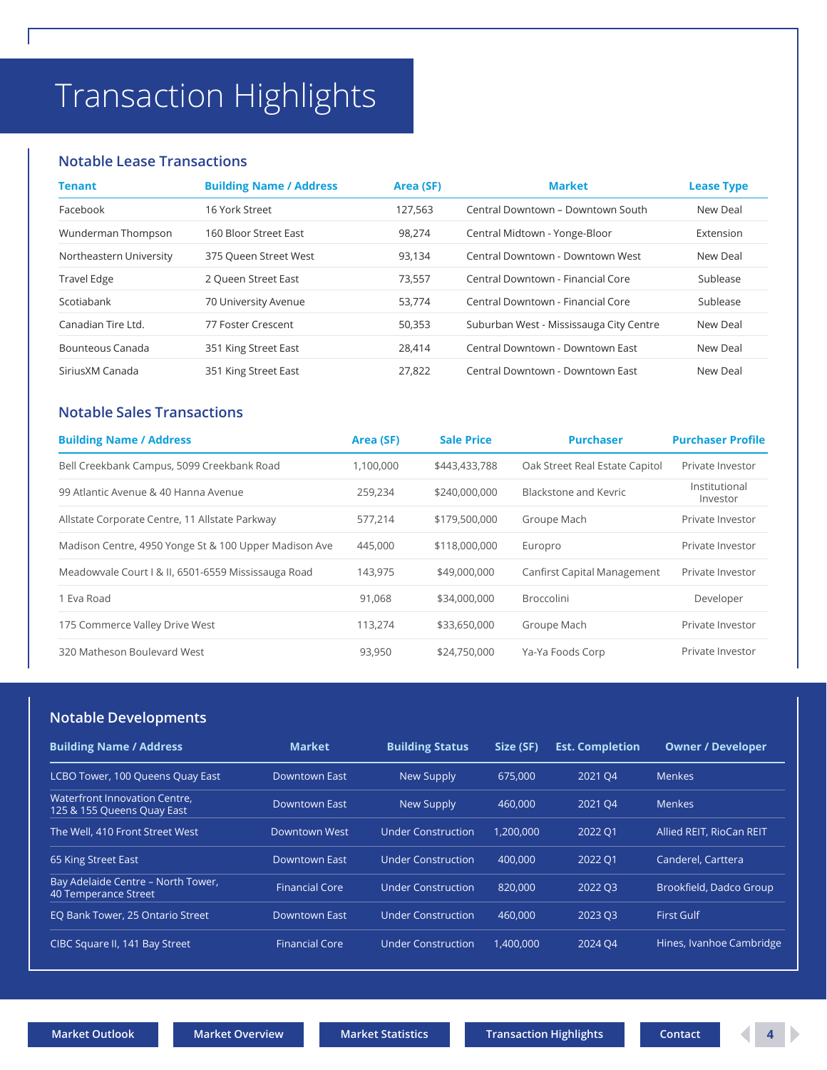# Transaction Highlights

## Notable Lease Transactions

| Tenant | Building Name / Address | Area (SF) | Market | Lease Type |
| --- | --- | --- | --- | --- |
| Facebook | 16 York Street | 127,563 | Central Downtown – Downtown South | New Deal |
| Wunderman Thompson | 160 Bloor Street East | 98,274 | Central Midtown - Yonge-Bloor | Extension |
| Northeastern University | 375 Queen Street West | 93,134 | Central Downtown - Downtown West | New Deal |
| Travel Edge | 2 Queen Street East | 73,557 | Central Downtown - Financial Core | Sublease |
| Scotiabank | 70 University Avenue | 53,774 | Central Downtown - Financial Core | Sublease |
| Canadian Tire Ltd. | 77 Foster Crescent | 50,353 | Suburban West - Mississauga City Centre | New Deal |
| Bounteous Canada | 351 King Street East | 28,414 | Central Downtown - Downtown East | New Deal |
| SiriusXM Canada | 351 King Street East | 27,822 | Central Downtown - Downtown East | New Deal |

## Notable Sales Transactions

| Building Name / Address | Area (SF) | Sale Price | Purchaser | Purchaser Profile |
| --- | --- | --- | --- | --- |
| Bell Creekbank Campus, 5099 Creekbank Road | 1,100,000 | $443,433,788 | Oak Street Real Estate Capitol | Private Investor |
| 99 Atlantic Avenue & 40 Hanna Avenue | 259,234 | $240,000,000 | Blackstone and Kevric | Institutional Investor |
| Allstate Corporate Centre, 11 Allstate Parkway | 577,214 | $179,500,000 | Groupe Mach | Private Investor |
| Madison Centre, 4950 Yonge St & 100 Upper Madison Ave | 445,000 | $118,000,000 | Europro | Private Investor |
| Meadowvale Court I & II, 6501-6559 Mississauga Road | 143,975 | $49,000,000 | Canfirst Capital Management | Private Investor |
| 1 Eva Road | 91,068 | $34,000,000 | Broccolini | Developer |
| 175 Commerce Valley Drive West | 113,274 | $33,650,000 | Groupe Mach | Private Investor |
| 320 Matheson Boulevard West | 93,950 | $24,750,000 | Ya-Ya Foods Corp | Private Investor |

## Notable Developments

| Building Name / Address | Market | Building Status | Size (SF) | Est. Completion | Owner / Developer |
| --- | --- | --- | --- | --- | --- |
| LCBO Tower, 100 Queens Quay East | Downtown East | New Supply | 675,000 | 2021 Q4 | Menkes |
| Waterfront Innovation Centre, 125 & 155 Queens Quay East | Downtown East | New Supply | 460,000 | 2021 Q4 | Menkes |
| The Well, 410 Front Street West | Downtown West | Under Construction | 1,200,000 | 2022 Q1 | Allied REIT, RioCan REIT |
| 65 King Street East | Downtown East | Under Construction | 400,000 | 2022 Q1 | Canderel, Carttera |
| Bay Adelaide Centre – North Tower, 40 Temperance Street | Financial Core | Under Construction | 820,000 | 2022 Q3 | Brookfield, Dadco Group |
| EQ Bank Tower, 25 Ontario Street | Downtown East | Under Construction | 460,000 | 2023 Q3 | First Gulf |
| CIBC Square II, 141 Bay Street | Financial Core | Under Construction | 1,400,000 | 2024 Q4 | Hines, Ivanhoe Cambridge |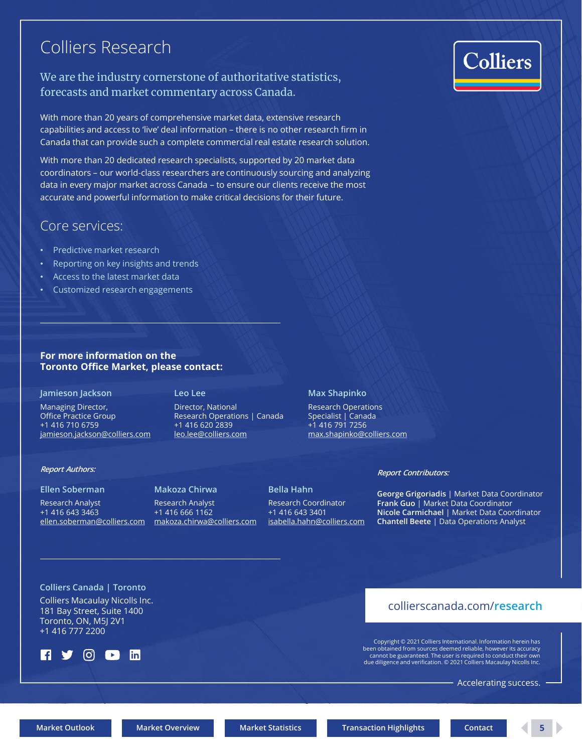# Colliers Research

## We are the industry cornerstone of authoritative statistics, forecasts and market commentary across Canada.

With more than 20 years of comprehensive market data, extensive research capabilities and access to 'live' deal information – there is no other research firm in Canada that can provide such a complete commercial real estate research solution.

With more than 20 dedicated research specialists, supported by 20 market data coordinators – our world-class researchers are continuously sourcing and analyzing data in every major market across Canada – to ensure our clients receive the most accurate and powerful information to make critical decisions for their future.

## Core services:

- Predictive market research
- Reporting on key insights and trends
- Access to the latest market data
- Customized research engagements

**For more information on the Toronto Office Market, please contact:**

**Jamieson Jackson**
Managing Director,
Office Practice Group
+1 416 710 6759
jamieson.jackson@colliers.com

**Leo Lee**
Director, National
Research Operations | Canada
+1 416 620 2839
leo.lee@colliers.com

**Max Shapinko**
Research Operations
Specialist | Canada
+1 416 791 7256
max.shapinko@colliers.com

*Report Authors:*

**Ellen Soberman**
Research Analyst
+1 416 643 3463
ellen.soberman@colliers.com

**Makoza Chirwa**
Research Analyst
+1 416 666 1162
makoza.chirwa@colliers.com

**Bella Hahn**
Research Coordinator
+1 416 643 3401
isabella.hahn@colliers.com

*Report Contributors:*

**George Grigoriadis** | Market Data Coordinator
**Frank Guo** | Market Data Coordinator
**Nicole Carmichael** | Market Data Coordinator
**Chantell Beete** | Data Operations Analyst

**Colliers Canada | Toronto**
Colliers Macaulay Nicolls Inc.
181 Bay Street, Suite 1400
Toronto, ON, M5J 2V1
+1 416 777 2200

collierscanada.com/research

Copyright © 2021 Colliers International. Information herein has been obtained from sources deemed reliable, however its accuracy cannot be guaranteed. The user is required to conduct their own due diligence and verification. © 2021 Colliers Macaulay Nicolls Inc.

Accelerating success.